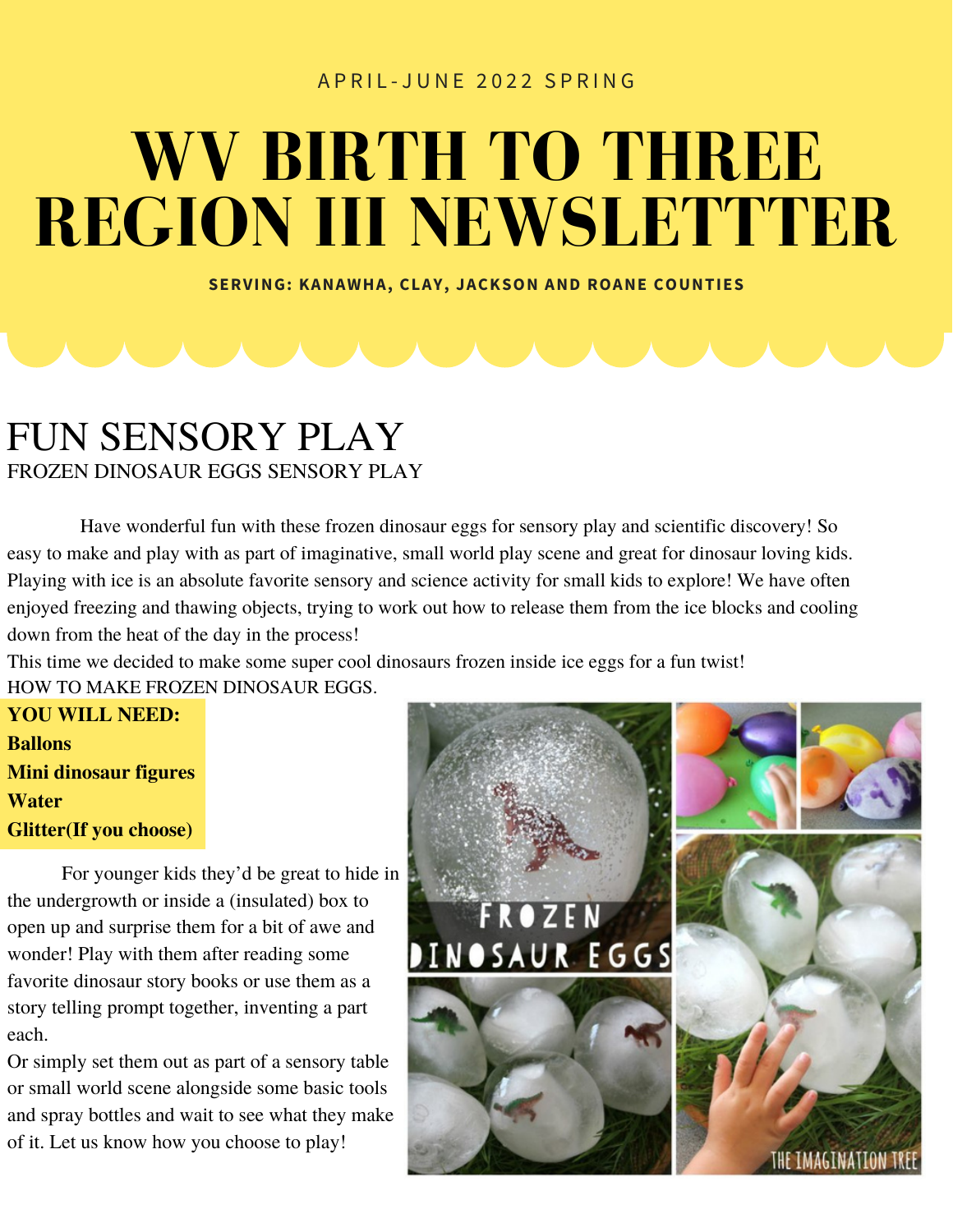APRIL-JUNE 2022 SPRING

# WV BIRTH TO THREE REGION III NEWSLETTTER

**SERVING: KANAWHA, CLAY, JACKSON AND ROANE COUNTIES**

## FUN SENSORY PLAY

### FROZEN DINOSAUR EGGS SENSORY PLAY

Have wonderful fun with these frozen dinosaur eggs for sensory play and scientific discovery! So easy to make and play with as part of imaginative, small world play scene and great for dinosaur loving kids. Playing with ice is an absolute favorite sensory and science activity for small kids to explore! We have often enjoyed freezing and thawing objects, trying to work out how to release them from the ice blocks and cooling down from the heat of the day in the process!

This time we decided to make some super cool dinosaurs frozen inside ice eggs for a fun twist!

HOW TO MAKE FROZEN DINOSAUR EGGS.

**YOU WILL NEED:**
**Ballons**
**Mini dinosaur figures**
**Water**
**Glitter(If you choose)**

For younger kids they'd be great to hide in the undergrowth or inside a (insulated) box to open up and surprise them for a bit of awe and wonder! Play with them after reading some favorite dinosaur story books or use them as a story telling prompt together, inventing a part each.

Or simply set them out as part of a sensory table or small world scene alongside some basic tools and spray bottles and wait to see what they make of it. Let us know how you choose to play!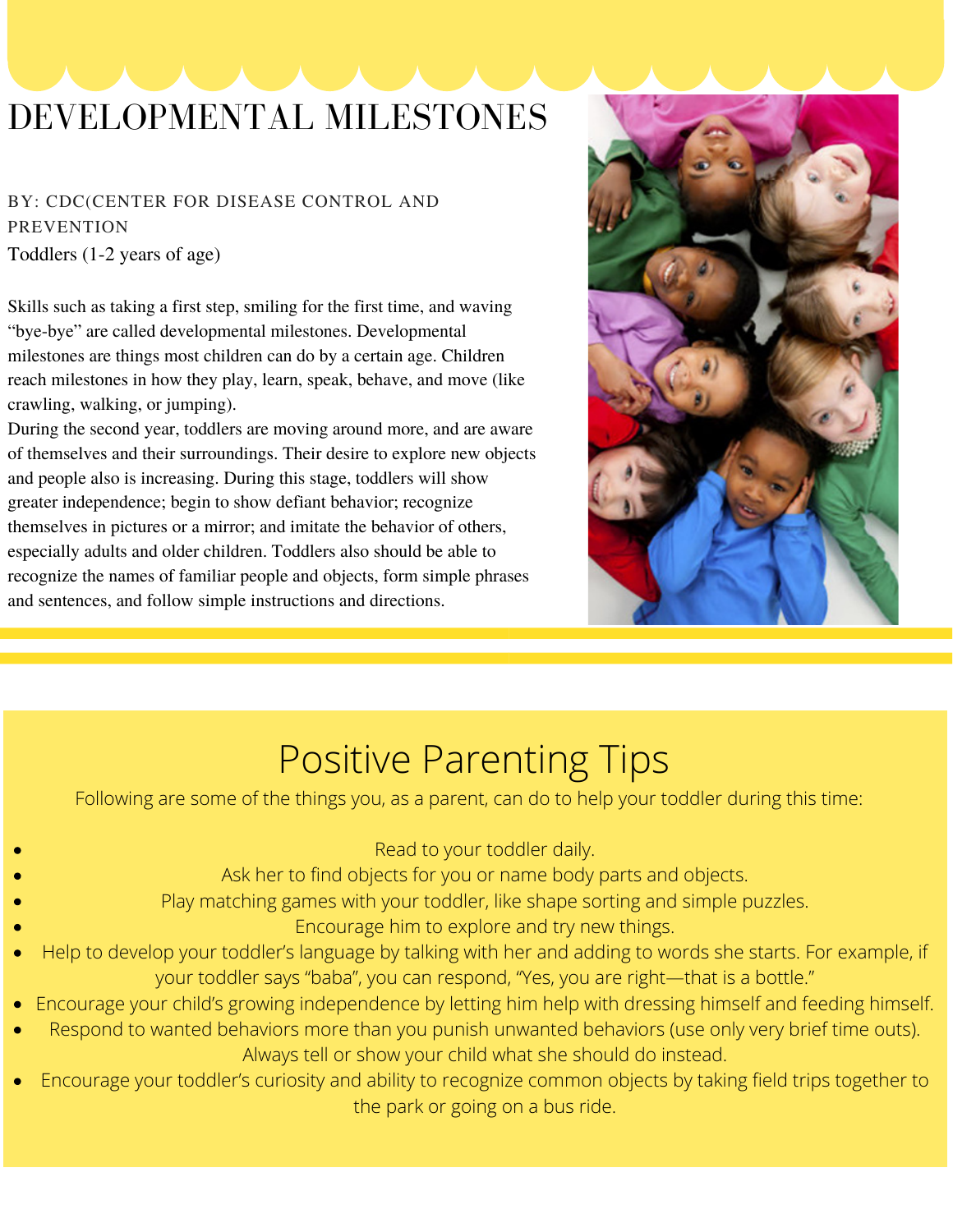# DEVELOPMENTAL MILESTONES

BY: CDC(CENTER FOR DISEASE CONTROL AND PREVENTION

Toddlers (1-2 years of age)

Skills such as taking a first step, smiling for the first time, and waving "bye-bye" are called developmental milestones. Developmental milestones are things most children can do by a certain age. Children reach milestones in how they play, learn, speak, behave, and move (like crawling, walking, or jumping).

During the second year, toddlers are moving around more, and are aware of themselves and their surroundings. Their desire to explore new objects and people also is increasing. During this stage, toddlers will show greater independence; begin to show defiant behavior; recognize themselves in pictures or a mirror; and imitate the behavior of others, especially adults and older children. Toddlers also should be able to recognize the names of familiar people and objects, form simple phrases and sentences, and follow simple instructions and directions.

## Positive Parenting Tips

Following are some of the things you, as a parent, can do to help your toddler during this time:

- Read to your toddler daily.
- Ask her to find objects for you or name body parts and objects.
- Play matching games with your toddler, like shape sorting and simple puzzles.
- Encourage him to explore and try new things.
- Help to develop your toddler's language by talking with her and adding to words she starts. For example, if your toddler says "baba", you can respond, "Yes, you are right—that is a bottle."
- Encourage your child's growing independence by letting him help with dressing himself and feeding himself.
- Respond to wanted behaviors more than you punish unwanted behaviors (use only very brief time outs). Always tell or show your child what she should do instead.
- Encourage your toddler's curiosity and ability to recognize common objects by taking field trips together to the park or going on a bus ride.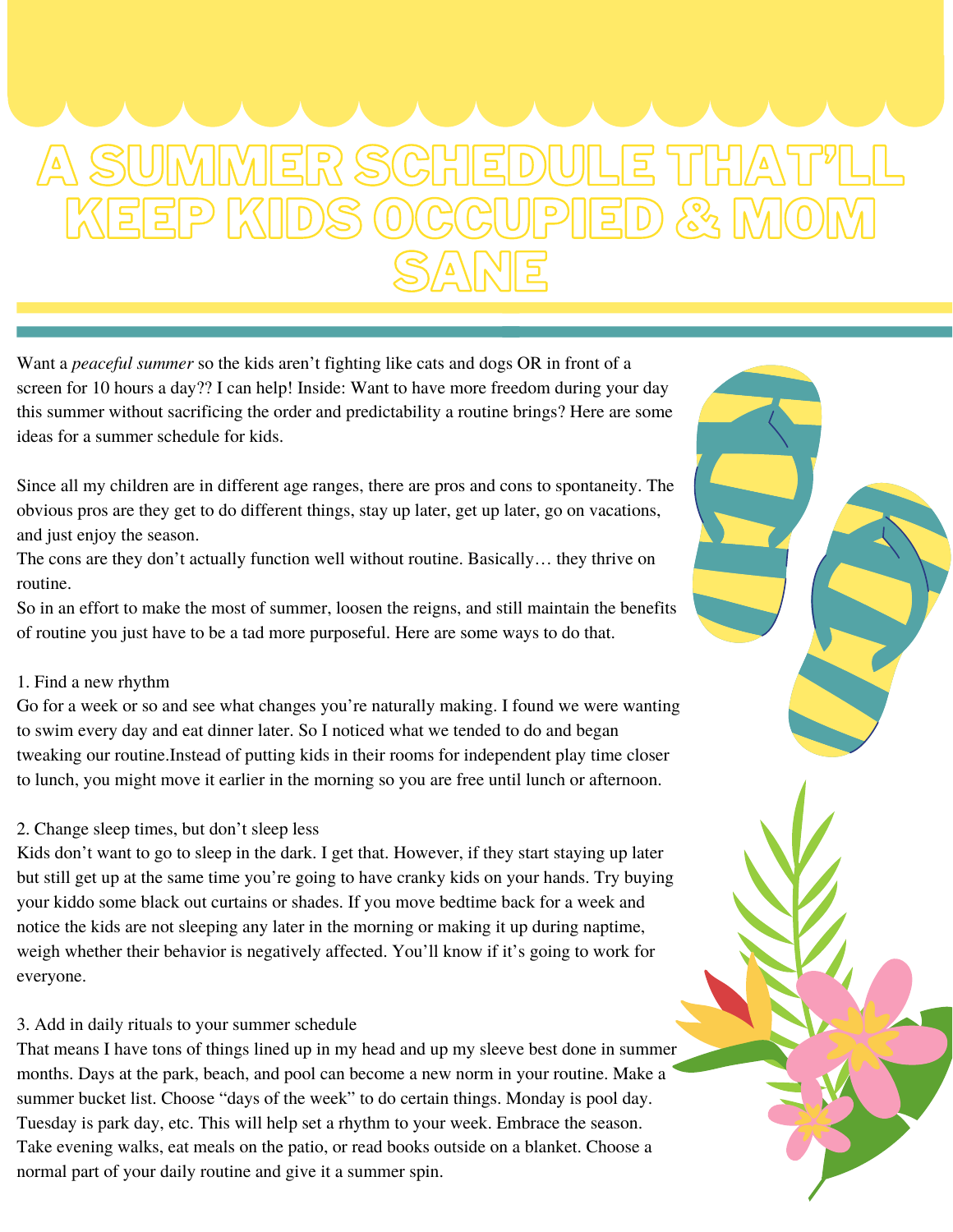# A SUMMER SCHEDULE THAT'LL KEEP KIDS OCCUPIED & MOM SANE

Want a *peaceful summer* so the kids aren't fighting like cats and dogs OR in front of a screen for 10 hours a day?? I can help! Inside: Want to have more freedom during your day this summer without sacrificing the order and predictability a routine brings? Here are some ideas for a summer schedule for kids.

Since all my children are in different age ranges, there are pros and cons to spontaneity. The obvious pros are they get to do different things, stay up later, get up later, go on vacations, and just enjoy the season.
The cons are they don't actually function well without routine. Basically… they thrive on routine.
So in an effort to make the most of summer, loosen the reigns, and still maintain the benefits of routine you just have to be a tad more purposeful. Here are some ways to do that.

1. Find a new rhythm
Go for a week or so and see what changes you're naturally making. I found we were wanting to swim every day and eat dinner later. So I noticed what we tended to do and began tweaking our routine.Instead of putting kids in their rooms for independent play time closer to lunch, you might move it earlier in the morning so you are free until lunch or afternoon.

2. Change sleep times, but don't sleep less
Kids don't want to go to sleep in the dark. I get that. However, if they start staying up later but still get up at the same time you're going to have cranky kids on your hands. Try buying your kiddo some black out curtains or shades. If you move bedtime back for a week and notice the kids are not sleeping any later in the morning or making it up during naptime, weigh whether their behavior is negatively affected. You'll know if it's going to work for everyone.

3. Add in daily rituals to your summer schedule
That means I have tons of things lined up in my head and up my sleeve best done in summer months. Days at the park, beach, and pool can become a new norm in your routine. Make a summer bucket list. Choose "days of the week" to do certain things. Monday is pool day. Tuesday is park day, etc. This will help set a rhythm to your week. Embrace the season. Take evening walks, eat meals on the patio, or read books outside on a blanket. Choose a normal part of your daily routine and give it a summer spin.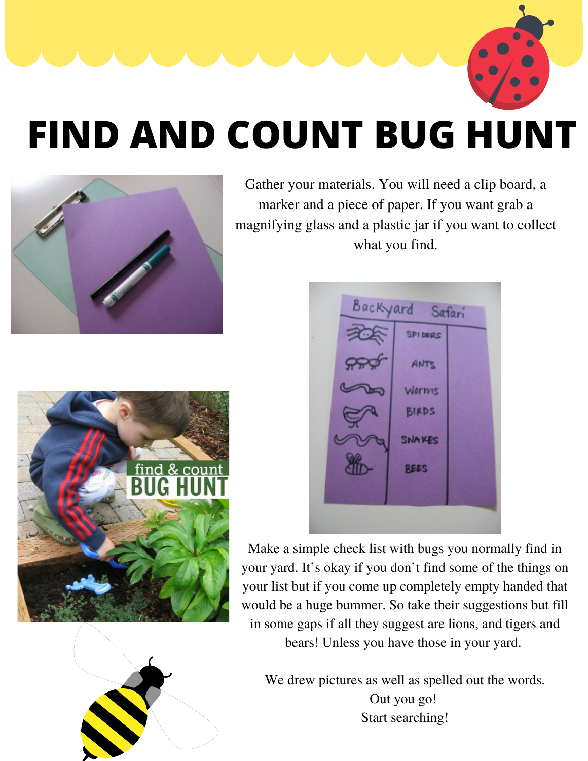# FIND AND COUNT BUG HUNT

Gather your materials. You will need a clip board, a marker and a piece of paper. If you want grab a magnifying glass and a plastic jar if you want to collect what you find.

Make a simple check list with bugs you normally find in your yard. It's okay if you don't find some of the things on your list but if you come up completely empty handed that would be a huge bummer. So take their suggestions but fill in some gaps if all they suggest are lions, and tigers and bears! Unless you have those in your yard.

We drew pictures as well as spelled out the words.
Out you go!
Start searching!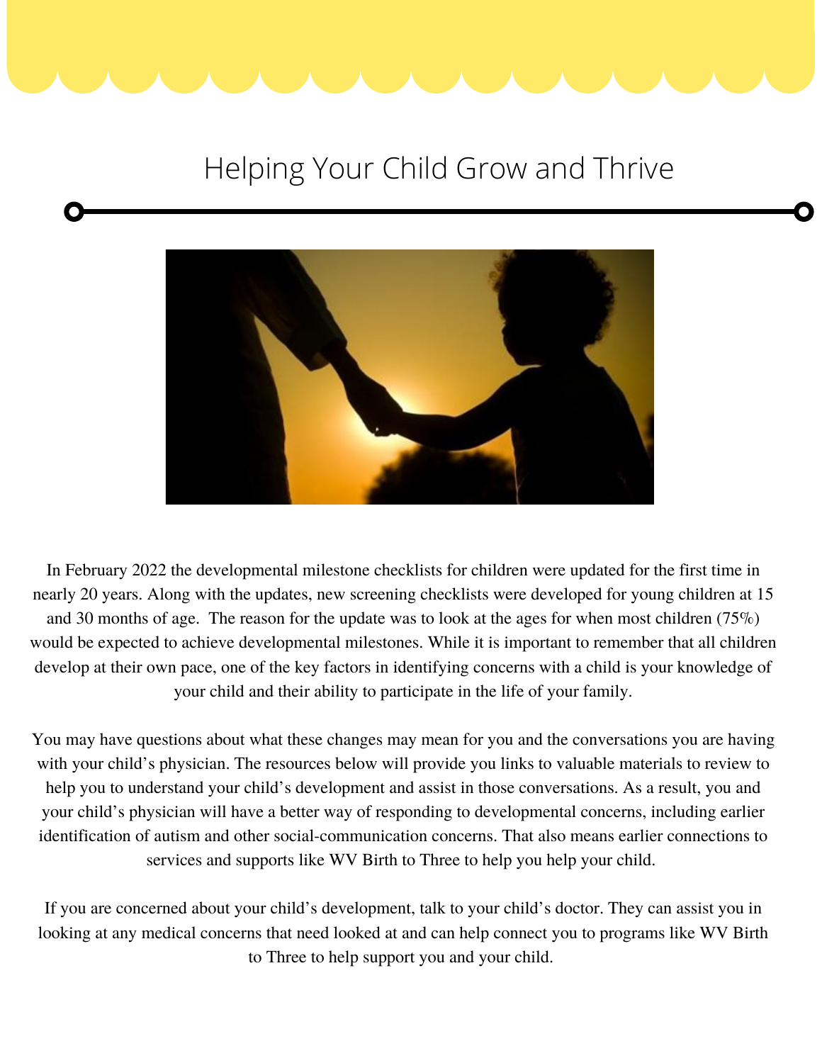# Helping Your Child Grow and Thrive

In February 2022 the developmental milestone checklists for children were updated for the first time in nearly 20 years. Along with the updates, new screening checklists were developed for young children at 15 and 30 months of age. The reason for the update was to look at the ages for when most children (75%) would be expected to achieve developmental milestones. While it is important to remember that all children develop at their own pace, one of the key factors in identifying concerns with a child is your knowledge of your child and their ability to participate in the life of your family.

You may have questions about what these changes may mean for you and the conversations you are having with your child's physician. The resources below will provide you links to valuable materials to review to help you to understand your child's development and assist in those conversations. As a result, you and your child's physician will have a better way of responding to developmental concerns, including earlier identification of autism and other social-communication concerns. That also means earlier connections to services and supports like WV Birth to Three to help you help your child.

If you are concerned about your child's development, talk to your child's doctor. They can assist you in looking at any medical concerns that need looked at and can help connect you to programs like WV Birth to Three to help support you and your child.